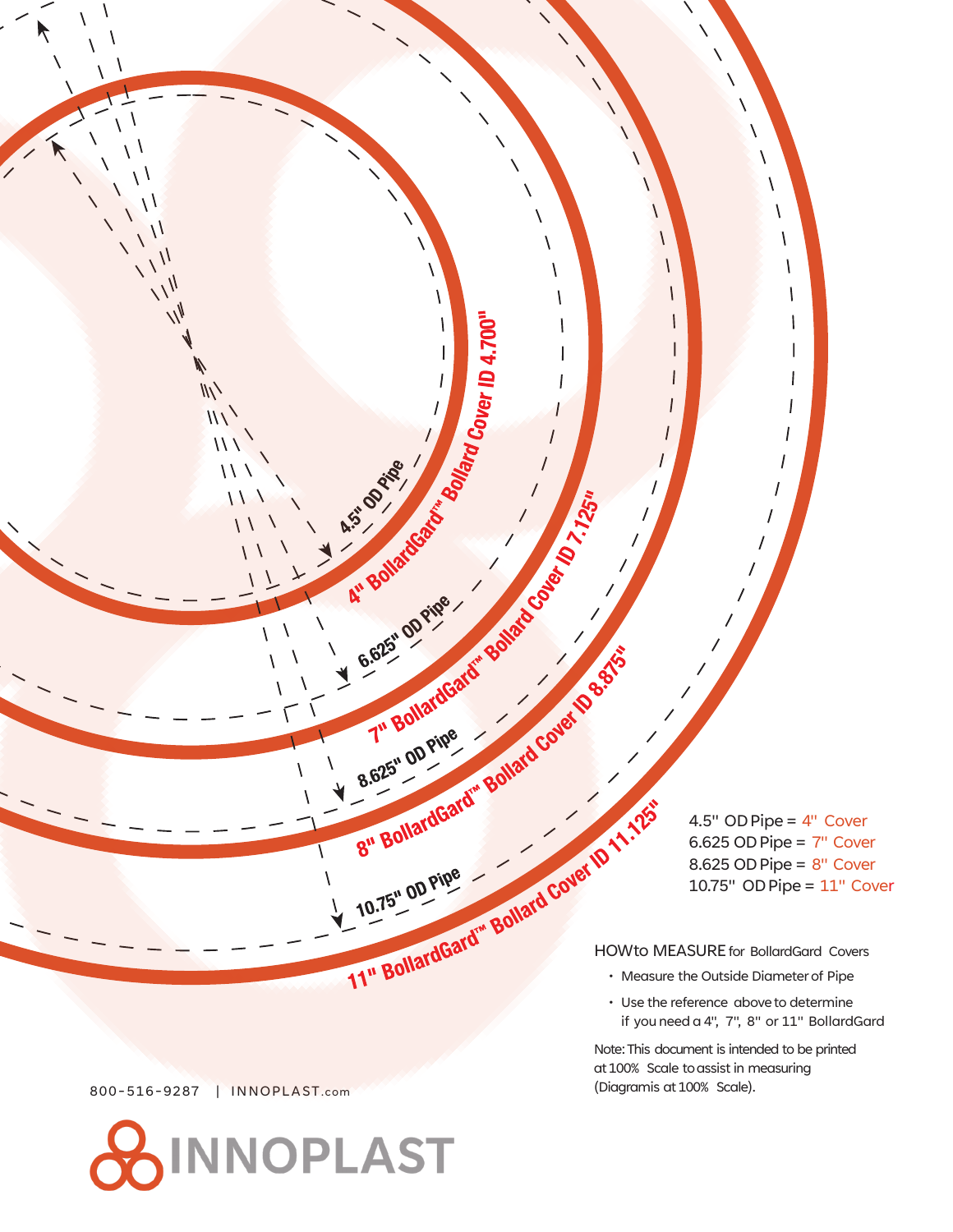4.5" OD Pipe

4" BollardGard™ Bollard Cover ID 4.700"

6.625" OD Pipe

7" BollardGard™ Bollard Cover ID 7.125"

8.625" OD Pipe

8" BollardGard™ Bollard Cover ID 8.875"

10.75" OD Pipe

11" BollardGard™ Bollard Cover ID 11.125"

4.5" OD Pipe = 4" Cover
6.625 OD Pipe = 7" Cover
8.625 OD Pipe = 8" Cover
10.75" OD Pipe = 11" Cover

## HOW to MEASURE for BollardGard Covers

- Measure the Outside Diameter of Pipe
- Use the reference above to determine if you need a 4", 7", 8" or 11" BollardGard

Note: This document is intended to be printed at 100% Scale to assist in measuring (Diagramis at 100% Scale).

800-516-9287 | INNOPLAST.com

INNOPLAST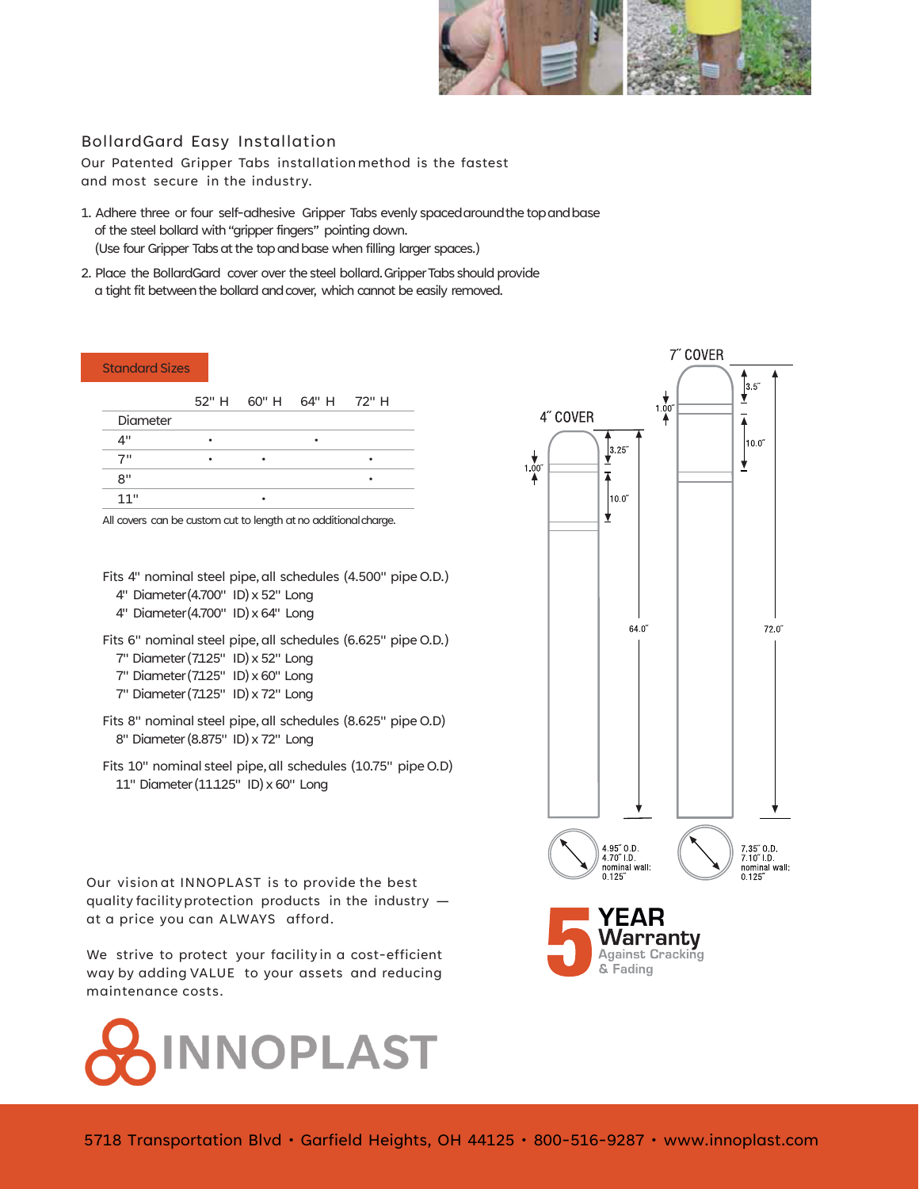## BollardGard Easy Installation

Our Patented Gripper Tabs installation method is the fastest and most secure in the industry.

1. Adhere three or four self-adhesive Gripper Tabs evenly spaced around the top and base of the steel bollard with "gripper fingers" pointing down. (Use four Gripper Tabs at the top and base when filling larger spaces.)
2. Place the BollardGard cover over the steel bollard. Gripper Tabs should provide a tight fit between the bollard and cover, which cannot be easily removed.

### Standard Sizes

| Diameter | 52" H | 60" H | 64" H | 72" H |
|---|---|---|---|---|
| 4" | • | | • | |
| 7" | • | • | | • |
| 8" | | | | • |
| 11" | | • | | |

All covers can be custom cut to length at no additional charge.

Fits 4" nominal steel pipe, all schedules (4.500" pipe O.D.)
- 4" Diameter (4.700" ID) x 52" Long
- 4" Diameter (4.700" ID) x 64" Long

Fits 6" nominal steel pipe, all schedules (6.625" pipe O.D.)
- 7" Diameter (7.125" ID) x 52" Long
- 7" Diameter (7.125" ID) x 60" Long
- 7" Diameter (7.125" ID) x 72" Long

Fits 8" nominal steel pipe, all schedules (8.625" pipe O.D)
- 8" Diameter (8.875" ID) x 72" Long

Fits 10" nominal steel pipe, all schedules (10.75" pipe O.D)
- 11" Diameter (11.125" ID) x 60" Long

4″ COVER
1.00″
3.25″
10.0″
64.0″
4.95″ O.D.
4.70″ I.D.
nominal wall:
0.125″

7″ COVER
1.00″
3.5″
10.0″
72.0″
7.35″ O.D.
7.10″ I.D.
nominal wall:
0.125″

**5 YEAR Warranty** Against Cracking & Fading

Our vision at INNOPLAST is to provide the best quality facility protection products in the industry — at a price you can ALWAYS afford.

We strive to protect your facility in a cost-efficient way by adding VALUE to your assets and reducing maintenance costs.

INNOPLAST

5718 Transportation Blvd • Garfield Heights, OH 44125 • 800-516-9287 • www.innoplast.com